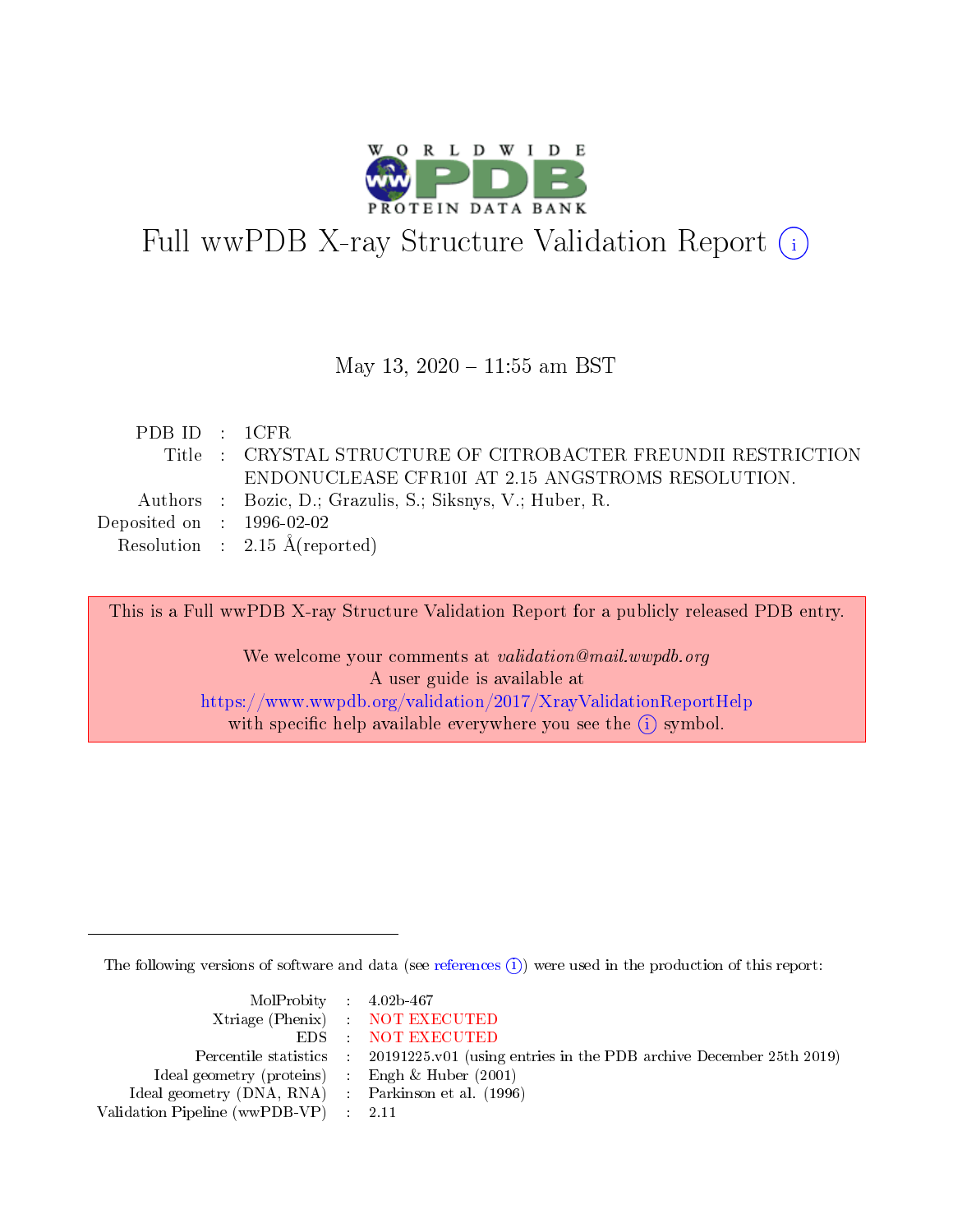# Full wwPDB X-ray Structure Validation Report (i)

May 13, 2020 – 11:55 am BST

| | | |
|---|---|---|
| PDB ID | : | 1CFR |
| Title | : | CRYSTAL STRUCTURE OF CITROBACTER FREUNDII RESTRICTION ENDONUCLEASE CFR10I AT 2.15 ANGSTROMS RESOLUTION. |
| Authors | : | Bozic, D.; Grazulis, S.; Siksnys, V.; Huber, R. |
| Deposited on | : | 1996-02-02 |
| Resolution | : | 2.15 Å(reported) |

This is a Full wwPDB X-ray Structure Validation Report for a publicly released PDB entry.

We welcome your comments at *validation@mail.wwpdb.org*
A user guide is available at
https://www.wwpdb.org/validation/2017/XrayValidationReportHelp
with specific help available everywhere you see the (i) symbol.

---

The following versions of software and data (see references (i)) were used in the production of this report:

| | | |
|---|---|---|
| MolProbity | : | 4.02b-467 |
| Xtriage (Phenix) | : | NOT EXECUTED |
| EDS | : | NOT EXECUTED |
| Percentile statistics | : | 20191225.v01 (using entries in the PDB archive December 25th 2019) |
| Ideal geometry (proteins) | : | Engh & Huber (2001) |
| Ideal geometry (DNA, RNA) | : | Parkinson et al. (1996) |
| Validation Pipeline (wwPDB-VP) | : | 2.11 |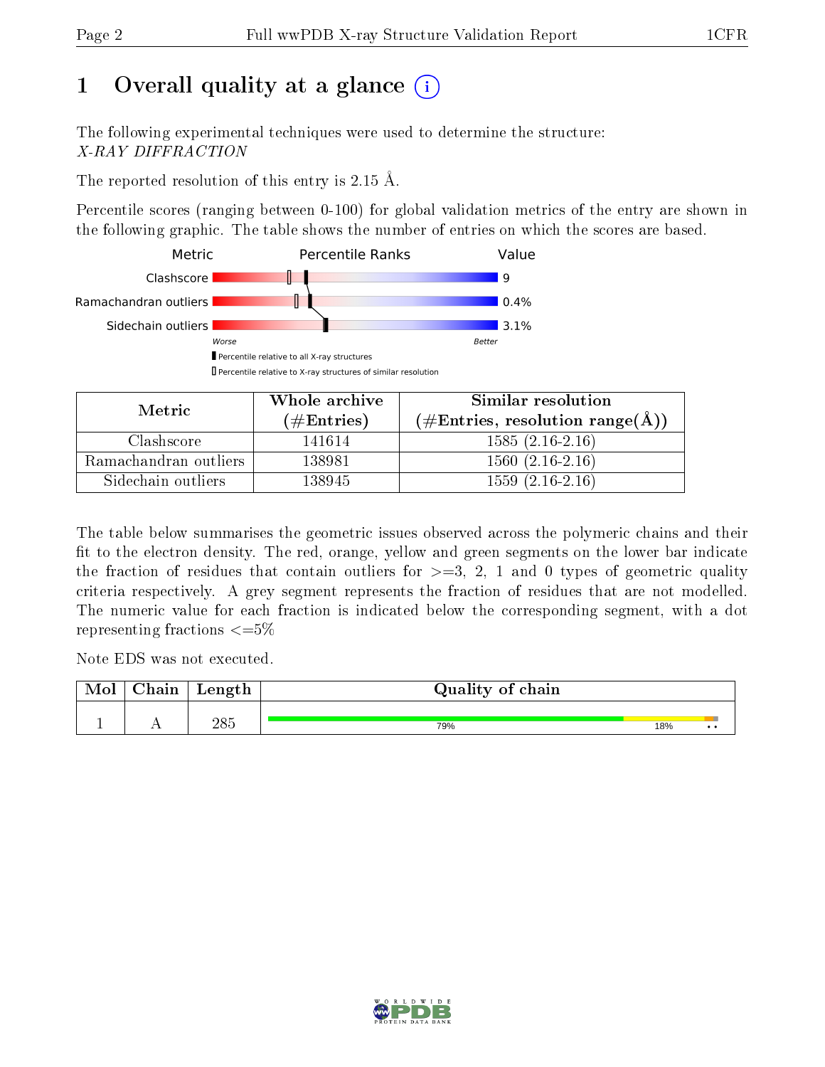# 1 Overall quality at a glance (i)

The following experimental techniques were used to determine the structure:
*X-RAY DIFFRACTION*

The reported resolution of this entry is 2.15 Å.

Percentile scores (ranging between 0-100) for global validation metrics of the entry are shown in the following graphic. The table shows the number of entries on which the scores are based.

| Metric | Value |
|---|---|
| Clashscore | 9 |
| Ramachandran outliers | 0.4% |
| Sidechain outliers | 3.1% |

| Metric | Whole archive (#Entries) | Similar resolution (#Entries, resolution range(Å)) |
|---|---|---|
| Clashscore | 141614 | 1585 (2.16-2.16) |
| Ramachandran outliers | 138981 | 1560 (2.16-2.16) |
| Sidechain outliers | 138945 | 1559 (2.16-2.16) |

The table below summarises the geometric issues observed across the polymeric chains and their fit to the electron density. The red, orange, yellow and green segments on the lower bar indicate the fraction of residues that contain outliers for >=3, 2, 1 and 0 types of geometric quality criteria respectively. A grey segment represents the fraction of residues that are not modelled. The numeric value for each fraction is indicated below the corresponding segment, with a dot representing fractions <=5%

Note EDS was not executed.

| Mol | Chain | Length | Quality of chain |
|---|---|---|---|
| 1 | A | 285 | 79% 18% • • |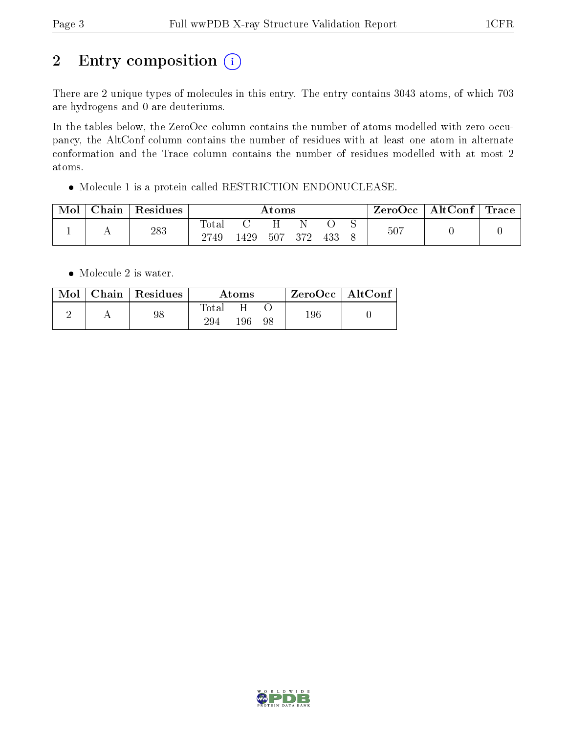# 2 Entry composition

There are 2 unique types of molecules in this entry. The entry contains 3043 atoms, of which 703 are hydrogens and 0 are deuteriums.

In the tables below, the ZeroOcc column contains the number of atoms modelled with zero occupancy, the AltConf column contains the number of residues with at least one atom in alternate conformation and the Trace column contains the number of residues modelled with at most 2 atoms.

- Molecule 1 is a protein called RESTRICTION ENDONUCLEASE.

| Mol | Chain | Residues | Atoms | | | | | | ZeroOcc | AltConf | Trace |
|---|---|---|---|---|---|---|---|---|---|---|---|
| | | | Total | C | H | N | O | S | | | |
| 1 | A | 283 | 2749 | 1429 | 507 | 372 | 433 | 8 | 507 | 0 | 0 |

- Molecule 2 is water.

| Mol | Chain | Residues | Atoms | | | ZeroOcc | AltConf |
|---|---|---|---|---|---|---|---|
| | | | Total | H | O | | |
| 2 | A | 98 | 294 | 196 | 98 | 196 | 0 |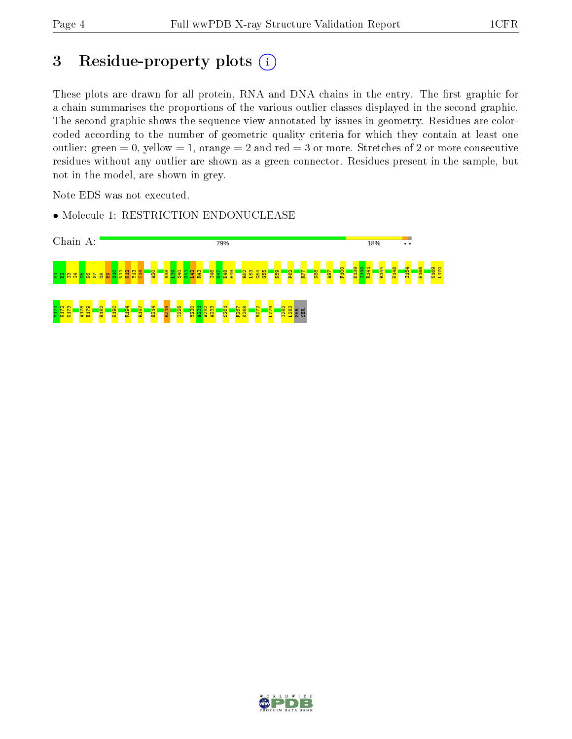# 3 Residue-property plots

These plots are drawn for all protein, RNA and DNA chains in the entry. The first graphic for a chain summarises the proportions of the various outlier classes displayed in the second graphic. The second graphic shows the sequence view annotated by issues in geometry. Residues are color-coded according to the number of geometric quality criteria for which they contain at least one outlier: green = 0, yellow = 1, orange = 2 and red = 3 or more. Stretches of 2 or more consecutive residues without any outlier are shown as a green connector. Residues present in the sample, but not in the model, are shown in grey.

Note EDS was not executed.

- Molecule 1: RESTRICTION ENDONUCLEASE

Chain A: 79% 18% • •

M1 D2 I3 I4 S5 K6 S7 G8 E9 G10 N11 K12 Y13 T14 A20 V38 L39 S40 G41 L42 R43 I46 N47 D48 E49 R52 L53 G54 G55 D59 F62 R77 N88 A97 F100 D139 I140 R141 R144 K148 I154 E166 N169 L170 Y171 K172 N173 A178 E179 H182 K190 R194 R197 H214 R218 T225 Y230 A231 A232 A233 S261 F267 K268 V272 L279 I282 L283 SER SER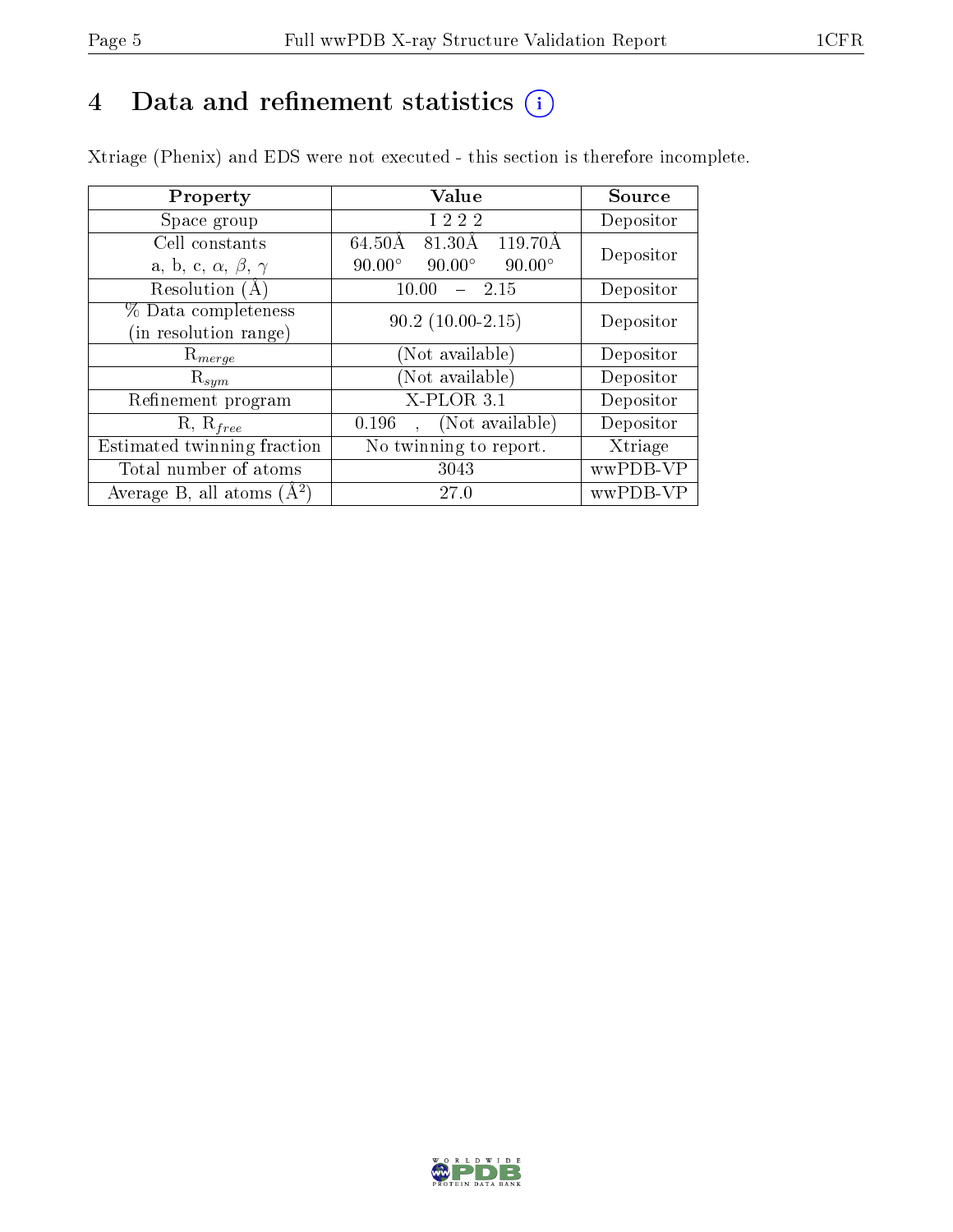# 4 Data and refinement statistics (i)

Xtriage (Phenix) and EDS were not executed - this section is therefore incomplete.

| Property | Value | Source |
| --- | --- | --- |
| Space group | I 2 2 2 | Depositor |
| Cell constants<br>a, b, c, $\alpha$, $\beta$, $\gamma$ | 64.50Å 81.30Å 119.70Å<br>90.00° 90.00° 90.00° | Depositor |
| Resolution (Å) | 10.00 – 2.15 | Depositor |
| % Data completeness<br>(in resolution range) | 90.2 (10.00-2.15) | Depositor |
| $R_{merge}$ | (Not available) | Depositor |
| $R_{sym}$ | (Not available) | Depositor |
| Refinement program | X-PLOR 3.1 | Depositor |
| R, $R_{free}$ | 0.196 , (Not available) | Depositor |
| Estimated twinning fraction | No twinning to report. | Xtriage |
| Total number of atoms | 3043 | wwPDB-VP |
| Average B, all atoms (Å$^2$) | 27.0 | wwPDB-VP |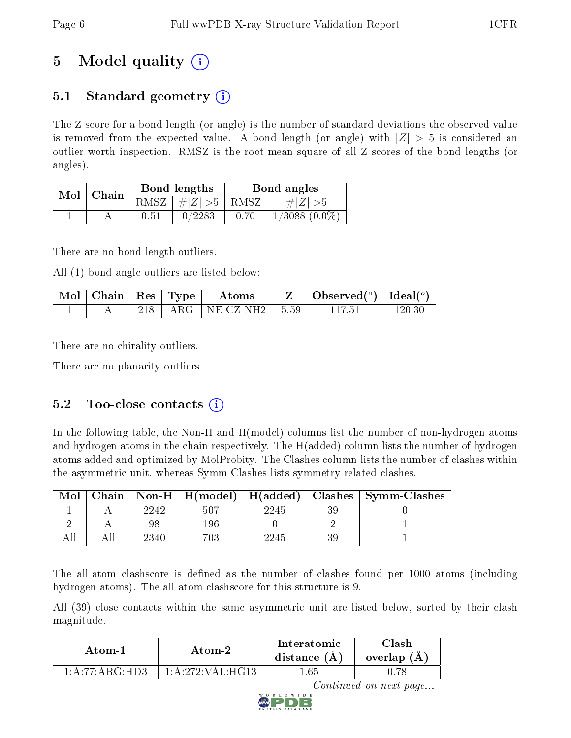# 5 Model quality (i)

## 5.1 Standard geometry (i)

The Z score for a bond length (or angle) is the number of standard deviations the observed value is removed from the expected value. A bond length (or angle) with $|Z| > 5$ is considered an outlier worth inspection. RMSZ is the root-mean-square of all Z scores of the bond lengths (or angles).

| Mol | Chain | Bond lengths | | Bond angles | |
|---|---|---|---|---|---|
| | | RMSZ | $\#\|Z\| > 5$ | RMSZ | $\#\|Z\| > 5$ |
| 1 | A | 0.51 | 0/2283 | 0.70 | 1/3088 (0.0%) |

There are no bond length outliers.

All (1) bond angle outliers are listed below:

| Mol | Chain | Res | Type | Atoms | Z | Observed(°) | Ideal(°) |
|---|---|---|---|---|---|---|---|
| 1 | A | 218 | ARG | NE-CZ-NH2 | -5.59 | 117.51 | 120.30 |

There are no chirality outliers.

There are no planarity outliers.

## 5.2 Too-close contacts (i)

In the following table, the Non-H and H(model) columns list the number of non-hydrogen atoms and hydrogen atoms in the chain respectively. The H(added) column lists the number of hydrogen atoms added and optimized by MolProbity. The Clashes column lists the number of clashes within the asymmetric unit, whereas Symm-Clashes lists symmetry related clashes.

| Mol | Chain | Non-H | H(model) | H(added) | Clashes | Symm-Clashes |
|---|---|---|---|---|---|---|
| 1 | A | 2242 | 507 | 2245 | 39 | 0 |
| 2 | A | 98 | 196 | 0 | 2 | 1 |
| All | All | 2340 | 703 | 2245 | 39 | 1 |

The all-atom clashscore is defined as the number of clashes found per 1000 atoms (including hydrogen atoms). The all-atom clashscore for this structure is 9.

All (39) close contacts within the same asymmetric unit are listed below, sorted by their clash magnitude.

| Atom-1 | Atom-2 | Interatomic distance (Å) | Clash overlap (Å) |
|---|---|---|---|
| 1:A:77:ARG:HD3 | 1:A:272:VAL:HG13 | 1.65 | 0.78 |

*Continued on next page...*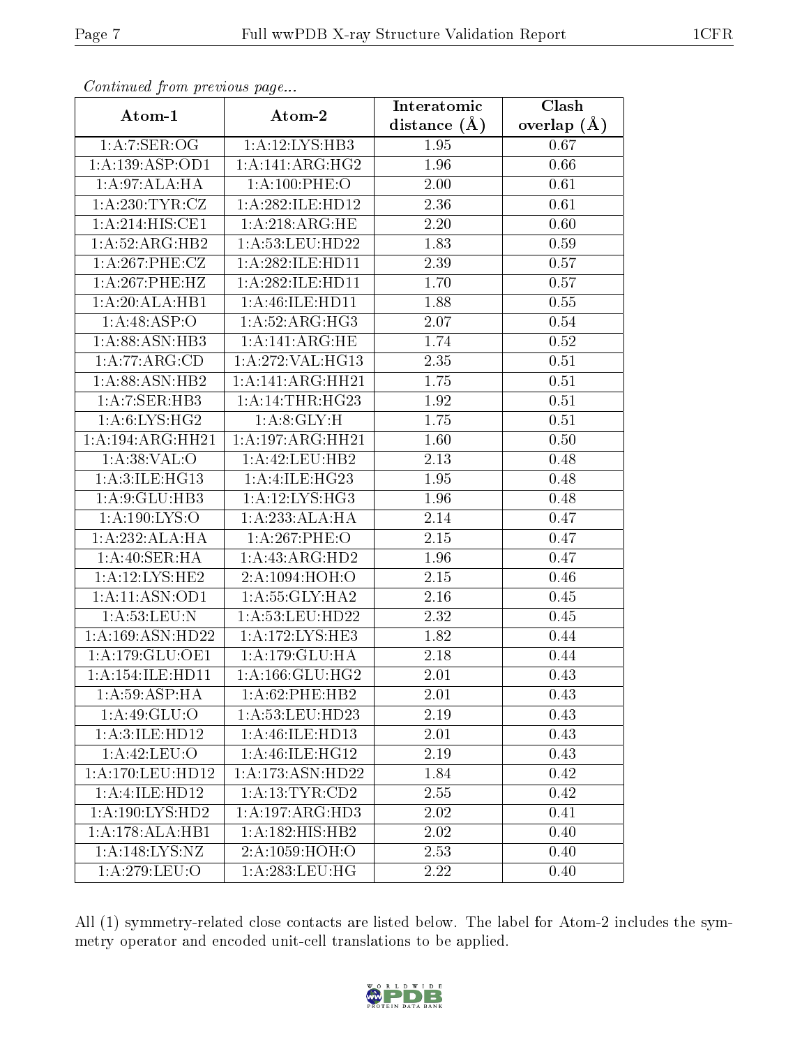*Continued from previous page...*

| Atom-1 | Atom-2 | Interatomic distance (Å) | Clash overlap (Å) |
| --- | --- | --- | --- |
| 1:A:7:SER:OG | 1:A:12:LYS:HB3 | 1.95 | 0.67 |
| 1:A:139:ASP:OD1 | 1:A:141:ARG:HG2 | 1.96 | 0.66 |
| 1:A:97:ALA:HA | 1:A:100:PHE:O | 2.00 | 0.61 |
| 1:A:230:TYR:CZ | 1:A:282:ILE:HD12 | 2.36 | 0.61 |
| 1:A:214:HIS:CE1 | 1:A:218:ARG:HE | 2.20 | 0.60 |
| 1:A:52:ARG:HB2 | 1:A:53:LEU:HD22 | 1.83 | 0.59 |
| 1:A:267:PHE:CZ | 1:A:282:ILE:HD11 | 2.39 | 0.57 |
| 1:A:267:PHE:HZ | 1:A:282:ILE:HD11 | 1.70 | 0.57 |
| 1:A:20:ALA:HB1 | 1:A:46:ILE:HD11 | 1.88 | 0.55 |
| 1:A:48:ASP:O | 1:A:52:ARG:HG3 | 2.07 | 0.54 |
| 1:A:88:ASN:HB3 | 1:A:141:ARG:HE | 1.74 | 0.52 |
| 1:A:77:ARG:CD | 1:A:272:VAL:HG13 | 2.35 | 0.51 |
| 1:A:88:ASN:HB2 | 1:A:141:ARG:HH21 | 1.75 | 0.51 |
| 1:A:7:SER:HB3 | 1:A:14:THR:HG23 | 1.92 | 0.51 |
| 1:A:6:LYS:HG2 | 1:A:8:GLY:H | 1.75 | 0.51 |
| 1:A:194:ARG:HH21 | 1:A:197:ARG:HH21 | 1.60 | 0.50 |
| 1:A:38:VAL:O | 1:A:42:LEU:HB2 | 2.13 | 0.48 |
| 1:A:3:ILE:HG13 | 1:A:4:ILE:HG23 | 1.95 | 0.48 |
| 1:A:9:GLU:HB3 | 1:A:12:LYS:HG3 | 1.96 | 0.48 |
| 1:A:190:LYS:O | 1:A:233:ALA:HA | 2.14 | 0.47 |
| 1:A:232:ALA:HA | 1:A:267:PHE:O | 2.15 | 0.47 |
| 1:A:40:SER:HA | 1:A:43:ARG:HD2 | 1.96 | 0.47 |
| 1:A:12:LYS:HE2 | 2:A:1094:HOH:O | 2.15 | 0.46 |
| 1:A:11:ASN:OD1 | 1:A:55:GLY:HA2 | 2.16 | 0.45 |
| 1:A:53:LEU:N | 1:A:53:LEU:HD22 | 2.32 | 0.45 |
| 1:A:169:ASN:HD22 | 1:A:172:LYS:HE3 | 1.82 | 0.44 |
| 1:A:179:GLU:OE1 | 1:A:179:GLU:HA | 2.18 | 0.44 |
| 1:A:154:ILE:HD11 | 1:A:166:GLU:HG2 | 2.01 | 0.43 |
| 1:A:59:ASP:HA | 1:A:62:PHE:HB2 | 2.01 | 0.43 |
| 1:A:49:GLU:O | 1:A:53:LEU:HD23 | 2.19 | 0.43 |
| 1:A:3:ILE:HD12 | 1:A:46:ILE:HD13 | 2.01 | 0.43 |
| 1:A:42:LEU:O | 1:A:46:ILE:HG12 | 2.19 | 0.43 |
| 1:A:170:LEU:HD12 | 1:A:173:ASN:HD22 | 1.84 | 0.42 |
| 1:A:4:ILE:HD12 | 1:A:13:TYR:CD2 | 2.55 | 0.42 |
| 1:A:190:LYS:HD2 | 1:A:197:ARG:HD3 | 2.02 | 0.41 |
| 1:A:178:ALA:HB1 | 1:A:182:HIS:HB2 | 2.02 | 0.40 |
| 1:A:148:LYS:NZ | 2:A:1059:HOH:O | 2.53 | 0.40 |
| 1:A:279:LEU:O | 1:A:283:LEU:HG | 2.22 | 0.40 |

All (1) symmetry-related close contacts are listed below. The label for Atom-2 includes the symmetry operator and encoded unit-cell translations to be applied.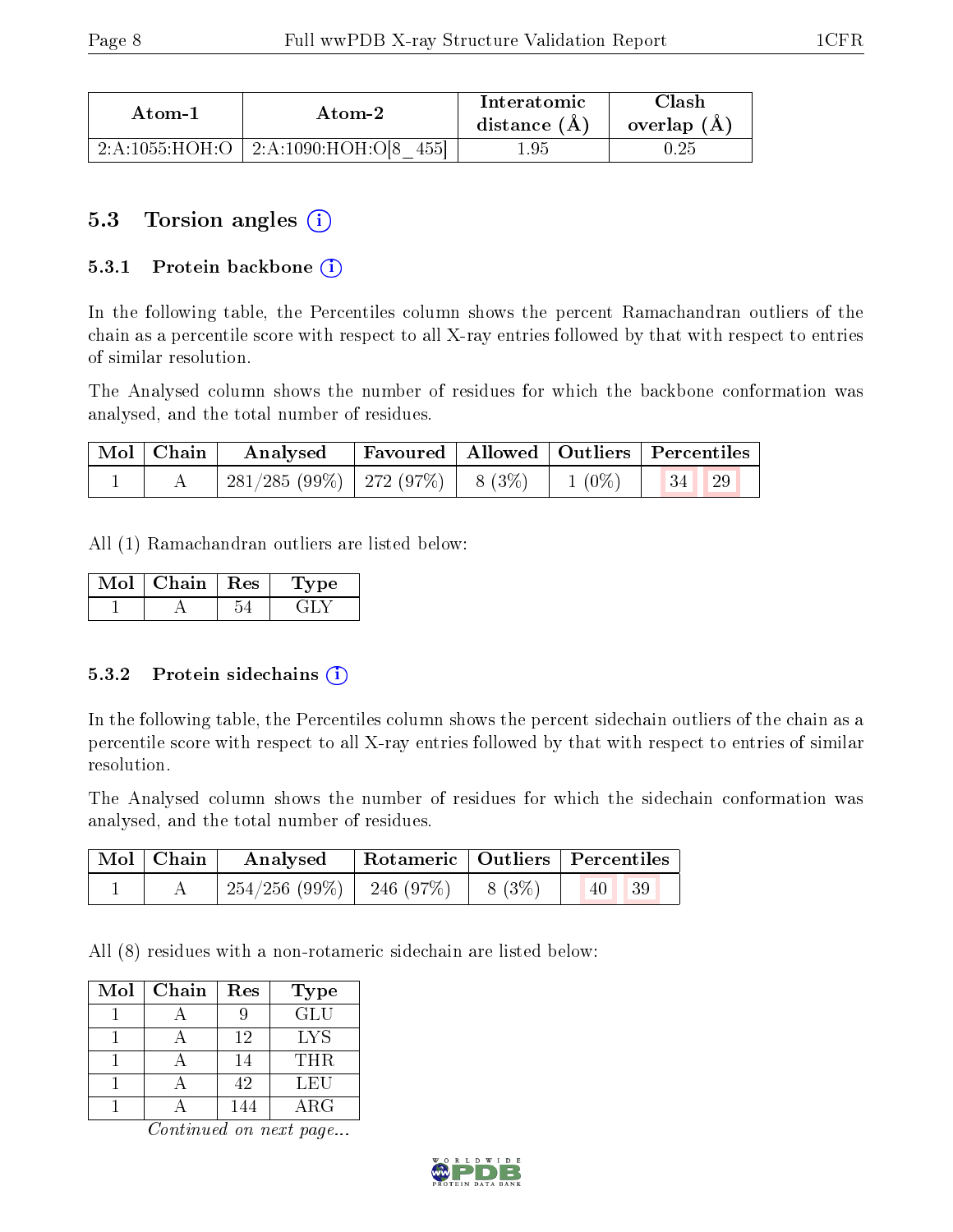| Atom-1 | Atom-2 | Interatomic distance (Å) | Clash overlap (Å) |
|---|---|---|---|
| 2:A:1055:HOH:O | 2:A:1090:HOH:O[8_455] | 1.95 | 0.25 |

## 5.3 Torsion angles (i)

### 5.3.1 Protein backbone (i)

In the following table, the Percentiles column shows the percent Ramachandran outliers of the chain as a percentile score with respect to all X-ray entries followed by that with respect to entries of similar resolution.

The Analysed column shows the number of residues for which the backbone conformation was analysed, and the total number of residues.

| Mol | Chain | Analysed | Favoured | Allowed | Outliers | Percentiles | |
|---|---|---|---|---|---|---|---|
| 1 | A | 281/285 (99%) | 272 (97%) | 8 (3%) | 1 (0%) | 34 | 29 |

All (1) Ramachandran outliers are listed below:

| Mol | Chain | Res | Type |
|---|---|---|---|
| 1 | A | 54 | GLY |

### 5.3.2 Protein sidechains (i)

In the following table, the Percentiles column shows the percent sidechain outliers of the chain as a percentile score with respect to all X-ray entries followed by that with respect to entries of similar resolution.

The Analysed column shows the number of residues for which the sidechain conformation was analysed, and the total number of residues.

| Mol | Chain | Analysed | Rotameric | Outliers | Percentiles | |
|---|---|---|---|---|---|---|
| 1 | A | 254/256 (99%) | 246 (97%) | 8 (3%) | 40 | 39 |

All (8) residues with a non-rotameric sidechain are listed below:

| Mol | Chain | Res | Type |
|---|---|---|---|
| 1 | A | 9 | GLU |
| 1 | A | 12 | LYS |
| 1 | A | 14 | THR |
| 1 | A | 42 | LEU |
| 1 | A | 144 | ARG |

*Continued on next page...*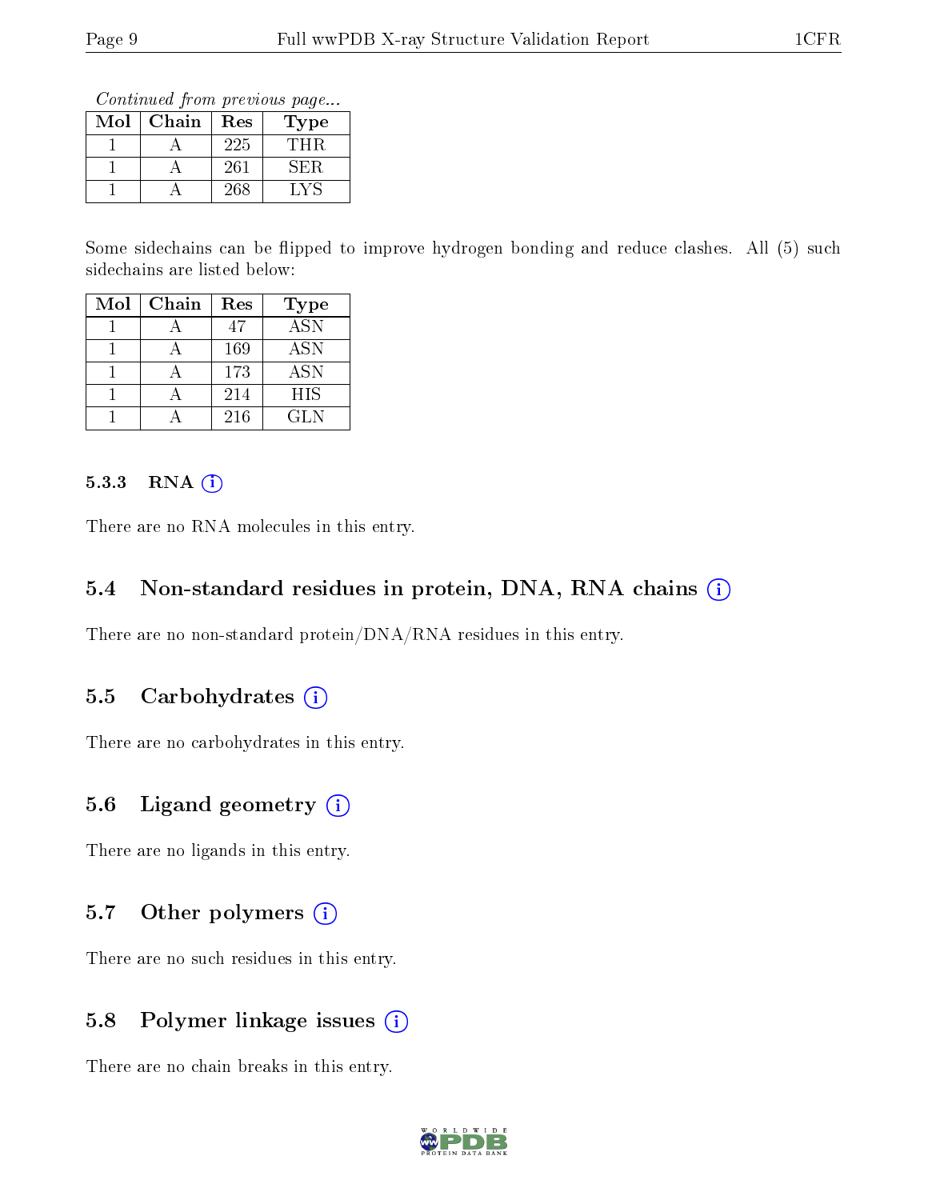*Continued from previous page...*

| Mol | Chain | Res | Type |
|---|---|---|---|
| 1 | A | 225 | THR |
| 1 | A | 261 | SER |
| 1 | A | 268 | LYS |

Some sidechains can be flipped to improve hydrogen bonding and reduce clashes. All (5) such sidechains are listed below:

| Mol | Chain | Res | Type |
|---|---|---|---|
| 1 | A | 47 | ASN |
| 1 | A | 169 | ASN |
| 1 | A | 173 | ASN |
| 1 | A | 214 | HIS |
| 1 | A | 216 | GLN |

#### 5.3.3 RNA

There are no RNA molecules in this entry.

### 5.4 Non-standard residues in protein, DNA, RNA chains

There are no non-standard protein/DNA/RNA residues in this entry.

### 5.5 Carbohydrates

There are no carbohydrates in this entry.

### 5.6 Ligand geometry

There are no ligands in this entry.

### 5.7 Other polymers

There are no such residues in this entry.

### 5.8 Polymer linkage issues

There are no chain breaks in this entry.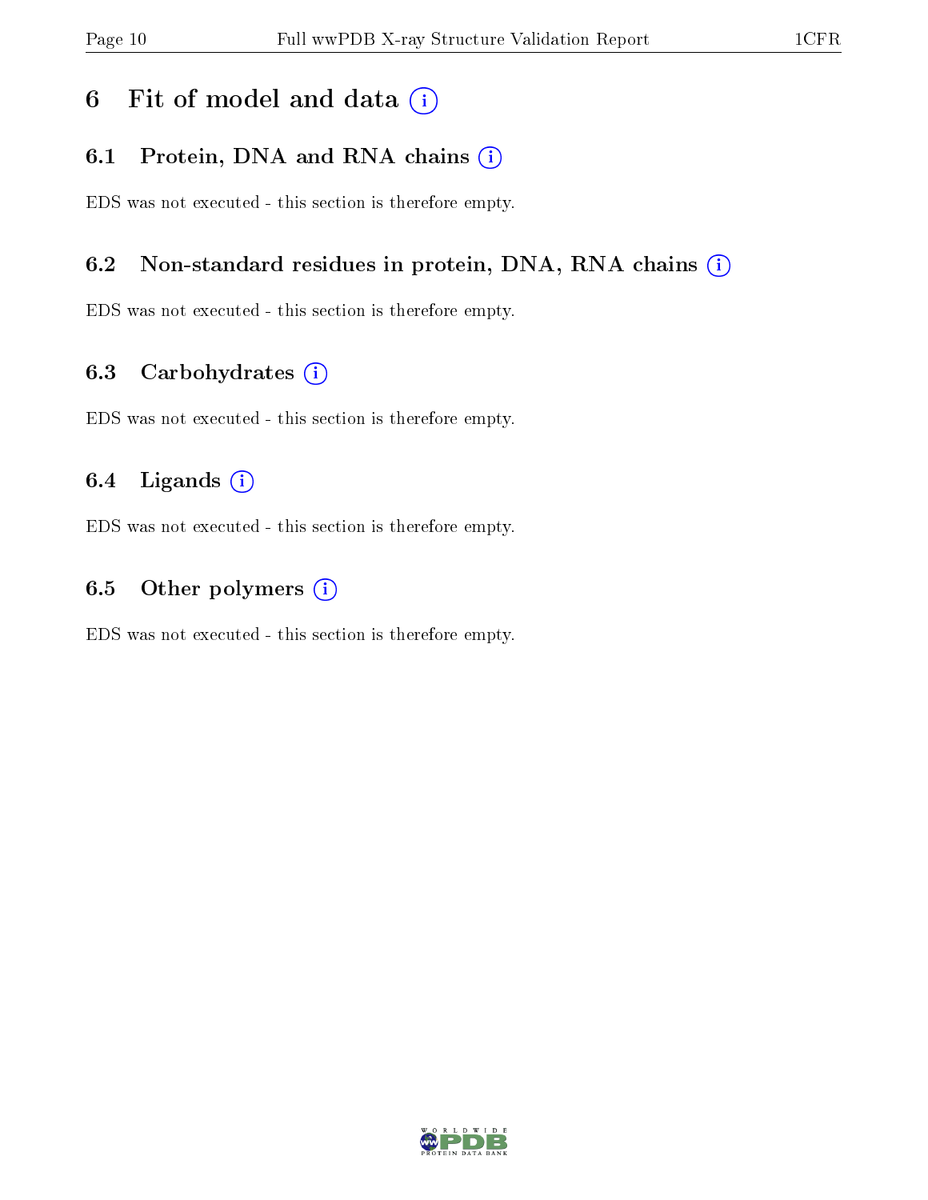# 6 Fit of model and data

## 6.1 Protein, DNA and RNA chains

EDS was not executed - this section is therefore empty.

## 6.2 Non-standard residues in protein, DNA, RNA chains

EDS was not executed - this section is therefore empty.

## 6.3 Carbohydrates

EDS was not executed - this section is therefore empty.

## 6.4 Ligands

EDS was not executed - this section is therefore empty.

## 6.5 Other polymers

EDS was not executed - this section is therefore empty.